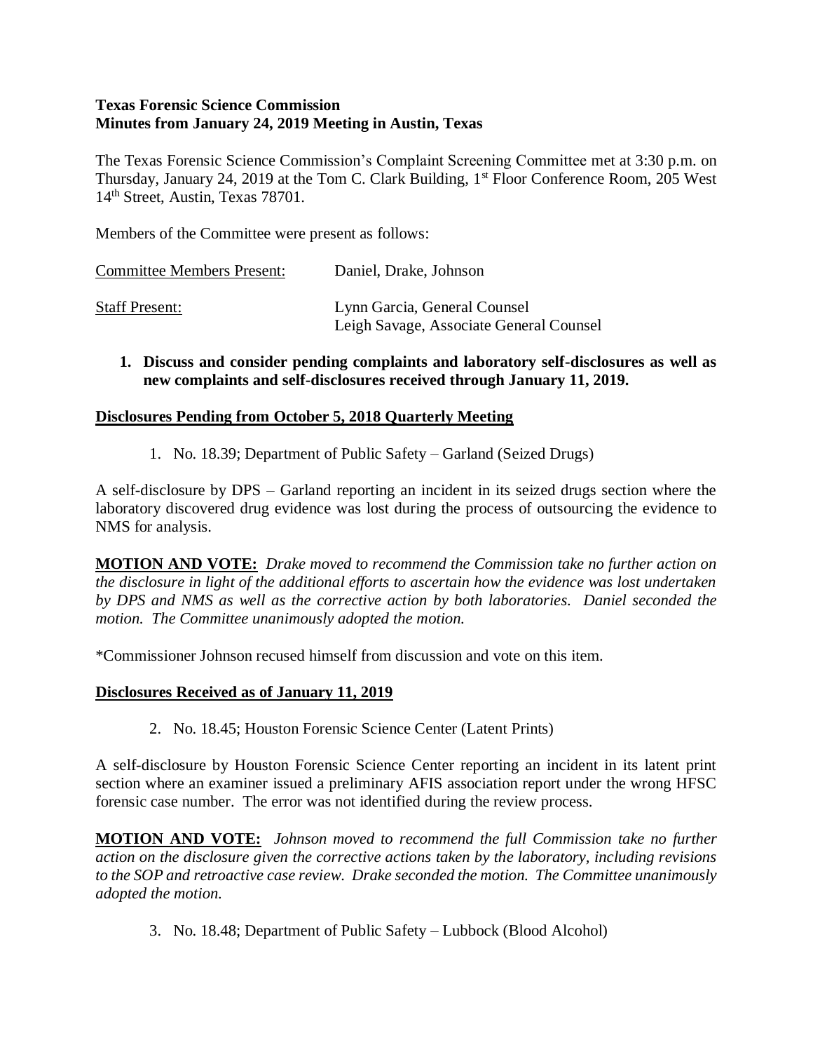**Texas Forensic Science Commission**
**Minutes from January 24, 2019 Meeting in Austin, Texas**

The Texas Forensic Science Commission's Complaint Screening Committee met at 3:30 p.m. on Thursday, January 24, 2019 at the Tom C. Clark Building, 1st Floor Conference Room, 205 West 14th Street, Austin, Texas 78701.

Members of the Committee were present as follows:

| | |
|---|---|
| Committee Members Present: | Daniel, Drake, Johnson |
| Staff Present: | Lynn Garcia, General Counsel<br>Leigh Savage, Associate General Counsel |

1. **Discuss and consider pending complaints and laboratory self-disclosures as well as new complaints and self-disclosures received through January 11, 2019.**

**Disclosures Pending from October 5, 2018 Quarterly Meeting**

1. No. 18.39; Department of Public Safety – Garland (Seized Drugs)

A self-disclosure by DPS – Garland reporting an incident in its seized drugs section where the laboratory discovered drug evidence was lost during the process of outsourcing the evidence to NMS for analysis.

**MOTION AND VOTE:** *Drake moved to recommend the Commission take no further action on the disclosure in light of the additional efforts to ascertain how the evidence was lost undertaken by DPS and NMS as well as the corrective action by both laboratories. Daniel seconded the motion. The Committee unanimously adopted the motion.*

*Commissioner Johnson recused himself from discussion and vote on this item.

**Disclosures Received as of January 11, 2019**

2. No. 18.45; Houston Forensic Science Center (Latent Prints)

A self-disclosure by Houston Forensic Science Center reporting an incident in its latent print section where an examiner issued a preliminary AFIS association report under the wrong HFSC forensic case number. The error was not identified during the review process.

**MOTION AND VOTE:** *Johnson moved to recommend the full Commission take no further action on the disclosure given the corrective actions taken by the laboratory, including revisions to the SOP and retroactive case review. Drake seconded the motion. The Committee unanimously adopted the motion.*

3. No. 18.48; Department of Public Safety – Lubbock (Blood Alcohol)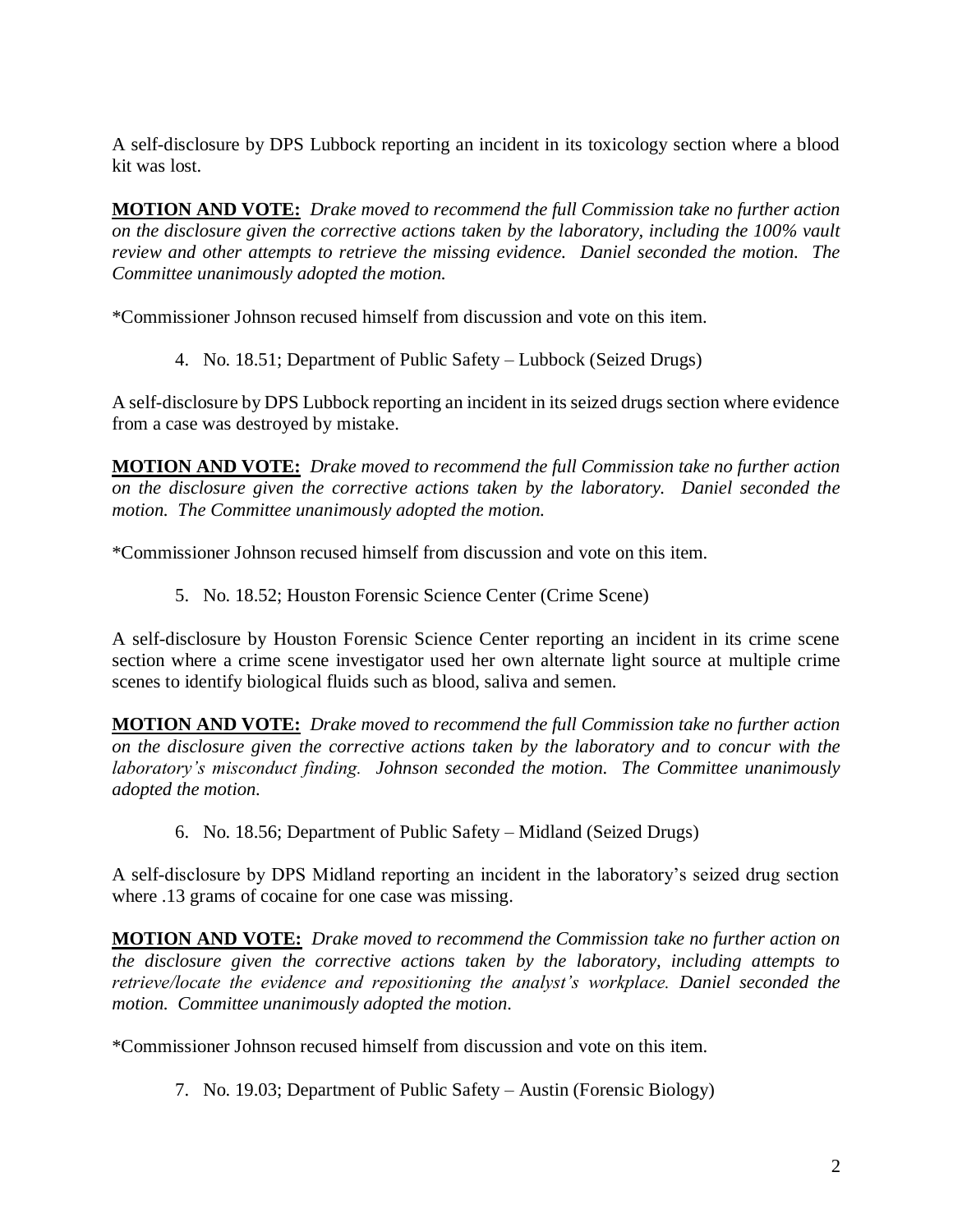A self-disclosure by DPS Lubbock reporting an incident in its toxicology section where a blood kit was lost.

**MOTION AND VOTE:** *Drake moved to recommend the full Commission take no further action on the disclosure given the corrective actions taken by the laboratory, including the 100% vault review and other attempts to retrieve the missing evidence. Daniel seconded the motion. The Committee unanimously adopted the motion.*

*Commissioner Johnson recused himself from discussion and vote on this item.

4. No. 18.51; Department of Public Safety – Lubbock (Seized Drugs)

A self-disclosure by DPS Lubbock reporting an incident in its seized drugs section where evidence from a case was destroyed by mistake.

**MOTION AND VOTE:** *Drake moved to recommend the full Commission take no further action on the disclosure given the corrective actions taken by the laboratory. Daniel seconded the motion. The Committee unanimously adopted the motion.*

*Commissioner Johnson recused himself from discussion and vote on this item.

5. No. 18.52; Houston Forensic Science Center (Crime Scene)

A self-disclosure by Houston Forensic Science Center reporting an incident in its crime scene section where a crime scene investigator used her own alternate light source at multiple crime scenes to identify biological fluids such as blood, saliva and semen.

**MOTION AND VOTE:** *Drake moved to recommend the full Commission take no further action on the disclosure given the corrective actions taken by the laboratory and to concur with the laboratory's misconduct finding. Johnson seconded the motion. The Committee unanimously adopted the motion.*

6. No. 18.56; Department of Public Safety – Midland (Seized Drugs)

A self-disclosure by DPS Midland reporting an incident in the laboratory's seized drug section where .13 grams of cocaine for one case was missing.

**MOTION AND VOTE:** *Drake moved to recommend the Commission take no further action on the disclosure given the corrective actions taken by the laboratory, including attempts to retrieve/locate the evidence and repositioning the analyst's workplace. Daniel seconded the motion. Committee unanimously adopted the motion.*

*Commissioner Johnson recused himself from discussion and vote on this item.

7. No. 19.03; Department of Public Safety – Austin (Forensic Biology)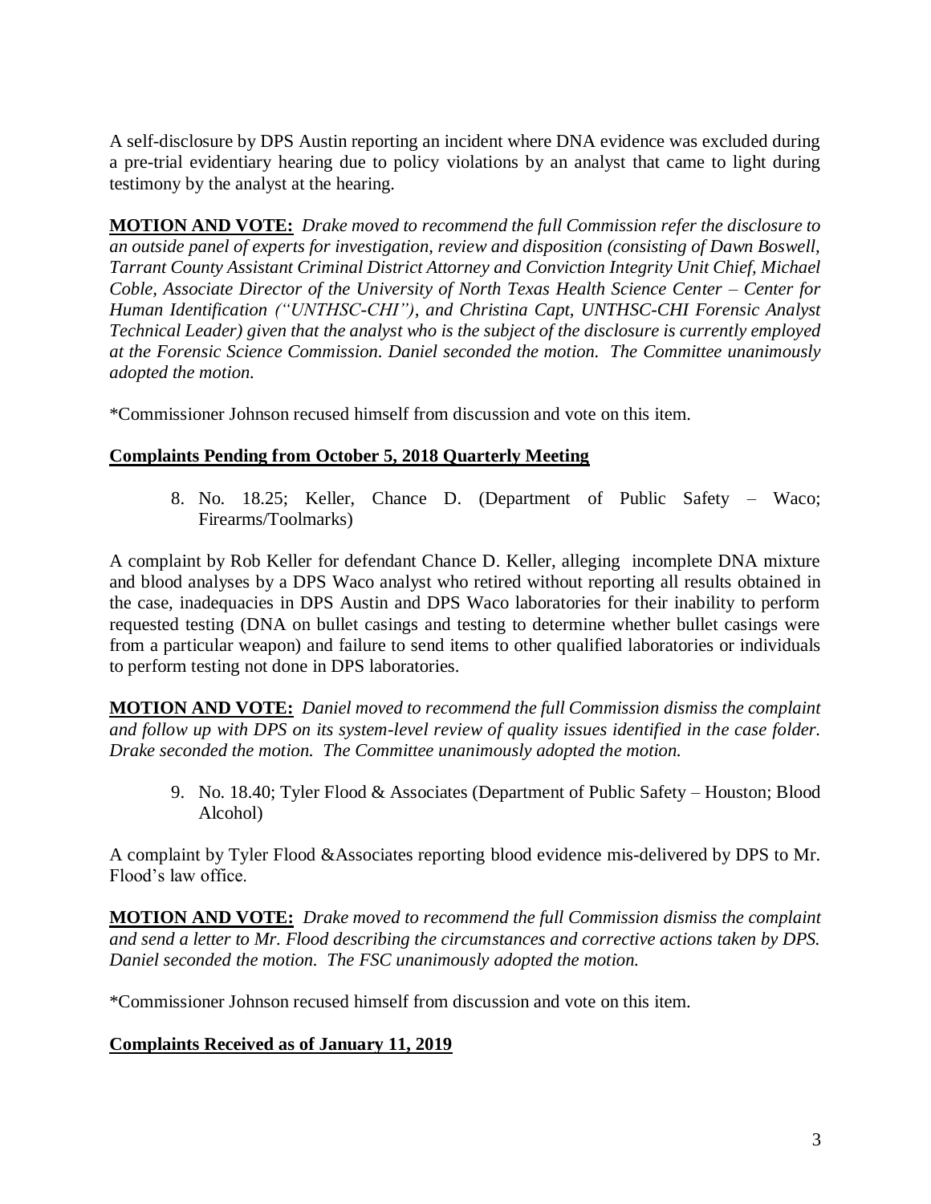A self-disclosure by DPS Austin reporting an incident where DNA evidence was excluded during a pre-trial evidentiary hearing due to policy violations by an analyst that came to light during testimony by the analyst at the hearing.

**MOTION AND VOTE:** *Drake moved to recommend the full Commission refer the disclosure to an outside panel of experts for investigation, review and disposition (consisting of Dawn Boswell, Tarrant County Assistant Criminal District Attorney and Conviction Integrity Unit Chief, Michael Coble, Associate Director of the University of North Texas Health Science Center – Center for Human Identification ("UNTHSC-CHI"), and Christina Capt, UNTHSC-CHI Forensic Analyst Technical Leader) given that the analyst who is the subject of the disclosure is currently employed at the Forensic Science Commission. Daniel seconded the motion. The Committee unanimously adopted the motion.*

*Commissioner Johnson recused himself from discussion and vote on this item.

**Complaints Pending from October 5, 2018 Quarterly Meeting**

8. No. 18.25; Keller, Chance D. (Department of Public Safety – Waco; Firearms/Toolmarks)

A complaint by Rob Keller for defendant Chance D. Keller, alleging incomplete DNA mixture and blood analyses by a DPS Waco analyst who retired without reporting all results obtained in the case, inadequacies in DPS Austin and DPS Waco laboratories for their inability to perform requested testing (DNA on bullet casings and testing to determine whether bullet casings were from a particular weapon) and failure to send items to other qualified laboratories or individuals to perform testing not done in DPS laboratories.

**MOTION AND VOTE:** *Daniel moved to recommend the full Commission dismiss the complaint and follow up with DPS on its system-level review of quality issues identified in the case folder. Drake seconded the motion. The Committee unanimously adopted the motion.*

9. No. 18.40; Tyler Flood & Associates (Department of Public Safety – Houston; Blood Alcohol)

A complaint by Tyler Flood &Associates reporting blood evidence mis-delivered by DPS to Mr. Flood's law office.

**MOTION AND VOTE:** *Drake moved to recommend the full Commission dismiss the complaint and send a letter to Mr. Flood describing the circumstances and corrective actions taken by DPS. Daniel seconded the motion. The FSC unanimously adopted the motion.*

*Commissioner Johnson recused himself from discussion and vote on this item.

**Complaints Received as of January 11, 2019**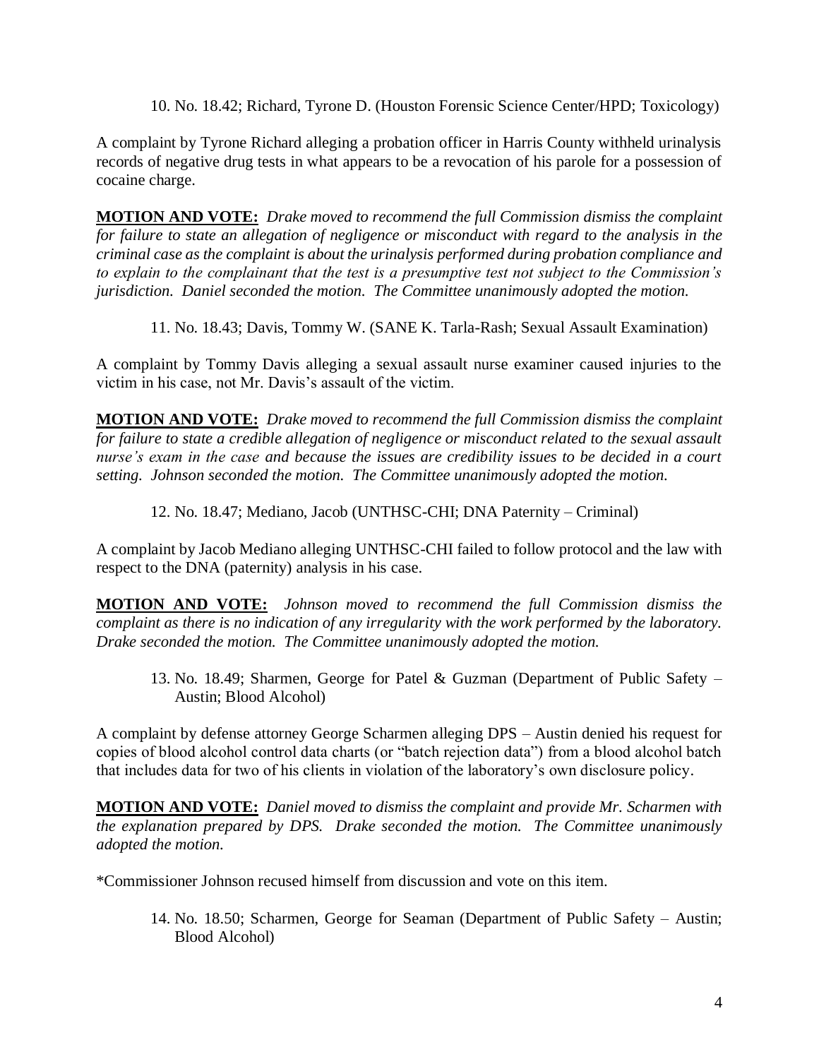10. No. 18.42; Richard, Tyrone D. (Houston Forensic Science Center/HPD; Toxicology)

A complaint by Tyrone Richard alleging a probation officer in Harris County withheld urinalysis records of negative drug tests in what appears to be a revocation of his parole for a possession of cocaine charge.

**MOTION AND VOTE:** *Drake moved to recommend the full Commission dismiss the complaint for failure to state an allegation of negligence or misconduct with regard to the analysis in the criminal case as the complaint is about the urinalysis performed during probation compliance and to explain to the complainant that the test is a presumptive test not subject to the Commission's jurisdiction. Daniel seconded the motion. The Committee unanimously adopted the motion.*

11. No. 18.43; Davis, Tommy W. (SANE K. Tarla-Rash; Sexual Assault Examination)

A complaint by Tommy Davis alleging a sexual assault nurse examiner caused injuries to the victim in his case, not Mr. Davis's assault of the victim.

**MOTION AND VOTE:** *Drake moved to recommend the full Commission dismiss the complaint for failure to state a credible allegation of negligence or misconduct related to the sexual assault nurse's exam in the case and because the issues are credibility issues to be decided in a court setting. Johnson seconded the motion. The Committee unanimously adopted the motion.*

12. No. 18.47; Mediano, Jacob (UNTHSC-CHI; DNA Paternity – Criminal)

A complaint by Jacob Mediano alleging UNTHSC-CHI failed to follow protocol and the law with respect to the DNA (paternity) analysis in his case.

**MOTION AND VOTE:** *Johnson moved to recommend the full Commission dismiss the complaint as there is no indication of any irregularity with the work performed by the laboratory. Drake seconded the motion. The Committee unanimously adopted the motion.*

13. No. 18.49; Sharmen, George for Patel & Guzman (Department of Public Safety – Austin; Blood Alcohol)

A complaint by defense attorney George Scharmen alleging DPS – Austin denied his request for copies of blood alcohol control data charts (or "batch rejection data") from a blood alcohol batch that includes data for two of his clients in violation of the laboratory's own disclosure policy.

**MOTION AND VOTE:** *Daniel moved to dismiss the complaint and provide Mr. Scharmen with the explanation prepared by DPS. Drake seconded the motion. The Committee unanimously adopted the motion.*

*Commissioner Johnson recused himself from discussion and vote on this item.

14. No. 18.50; Scharmen, George for Seaman (Department of Public Safety – Austin; Blood Alcohol)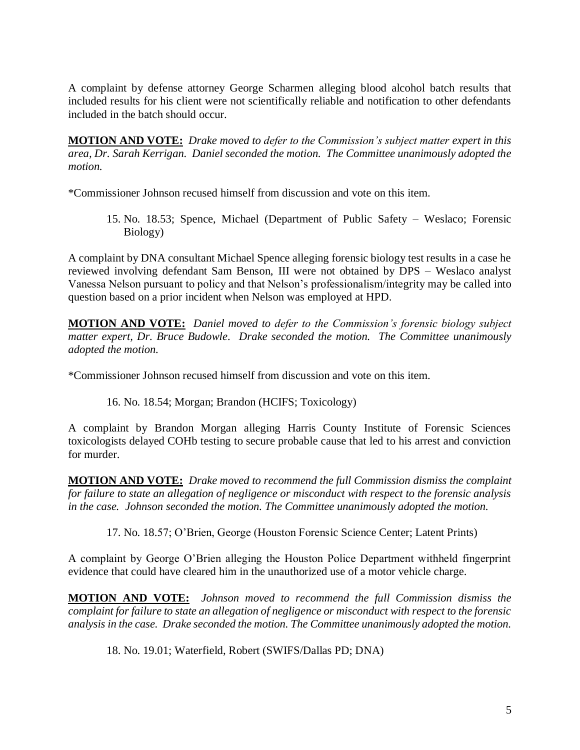A complaint by defense attorney George Scharmen alleging blood alcohol batch results that included results for his client were not scientifically reliable and notification to other defendants included in the batch should occur.

**MOTION AND VOTE:** *Drake moved to defer to the Commission's subject matter expert in this area, Dr. Sarah Kerrigan. Daniel seconded the motion. The Committee unanimously adopted the motion.*

*Commissioner Johnson recused himself from discussion and vote on this item.

15. No. 18.53; Spence, Michael (Department of Public Safety – Weslaco; Forensic Biology)

A complaint by DNA consultant Michael Spence alleging forensic biology test results in a case he reviewed involving defendant Sam Benson, III were not obtained by DPS – Weslaco analyst Vanessa Nelson pursuant to policy and that Nelson's professionalism/integrity may be called into question based on a prior incident when Nelson was employed at HPD.

**MOTION AND VOTE:** *Daniel moved to defer to the Commission's forensic biology subject matter expert, Dr. Bruce Budowle. Drake seconded the motion. The Committee unanimously adopted the motion.*

*Commissioner Johnson recused himself from discussion and vote on this item.

16. No. 18.54; Morgan; Brandon (HCIFS; Toxicology)

A complaint by Brandon Morgan alleging Harris County Institute of Forensic Sciences toxicologists delayed COHb testing to secure probable cause that led to his arrest and conviction for murder.

**MOTION AND VOTE:** *Drake moved to recommend the full Commission dismiss the complaint for failure to state an allegation of negligence or misconduct with respect to the forensic analysis in the case. Johnson seconded the motion. The Committee unanimously adopted the motion.*

17. No. 18.57; O'Brien, George (Houston Forensic Science Center; Latent Prints)

A complaint by George O'Brien alleging the Houston Police Department withheld fingerprint evidence that could have cleared him in the unauthorized use of a motor vehicle charge.

**MOTION AND VOTE:** *Johnson moved to recommend the full Commission dismiss the complaint for failure to state an allegation of negligence or misconduct with respect to the forensic analysis in the case. Drake seconded the motion. The Committee unanimously adopted the motion.*

18. No. 19.01; Waterfield, Robert (SWIFS/Dallas PD; DNA)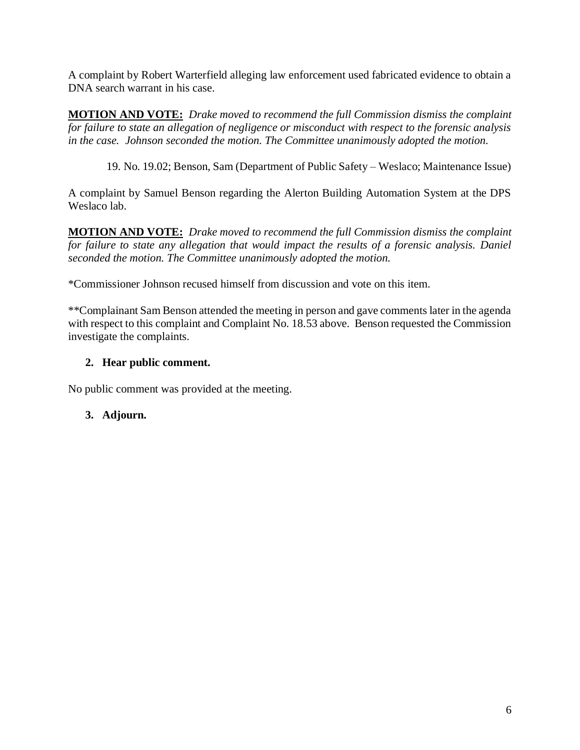A complaint by Robert Warterfield alleging law enforcement used fabricated evidence to obtain a DNA search warrant in his case.

**MOTION AND VOTE:** *Drake moved to recommend the full Commission dismiss the complaint for failure to state an allegation of negligence or misconduct with respect to the forensic analysis in the case. Johnson seconded the motion. The Committee unanimously adopted the motion.*

19. No. 19.02; Benson, Sam (Department of Public Safety – Weslaco; Maintenance Issue)

A complaint by Samuel Benson regarding the Alerton Building Automation System at the DPS Weslaco lab.

**MOTION AND VOTE:** *Drake moved to recommend the full Commission dismiss the complaint for failure to state any allegation that would impact the results of a forensic analysis. Daniel seconded the motion. The Committee unanimously adopted the motion.*

*Commissioner Johnson recused himself from discussion and vote on this item.

**Complainant Sam Benson attended the meeting in person and gave comments later in the agenda with respect to this complaint and Complaint No. 18.53 above. Benson requested the Commission investigate the complaints.

2. **Hear public comment.**

No public comment was provided at the meeting.

3. **Adjourn.**